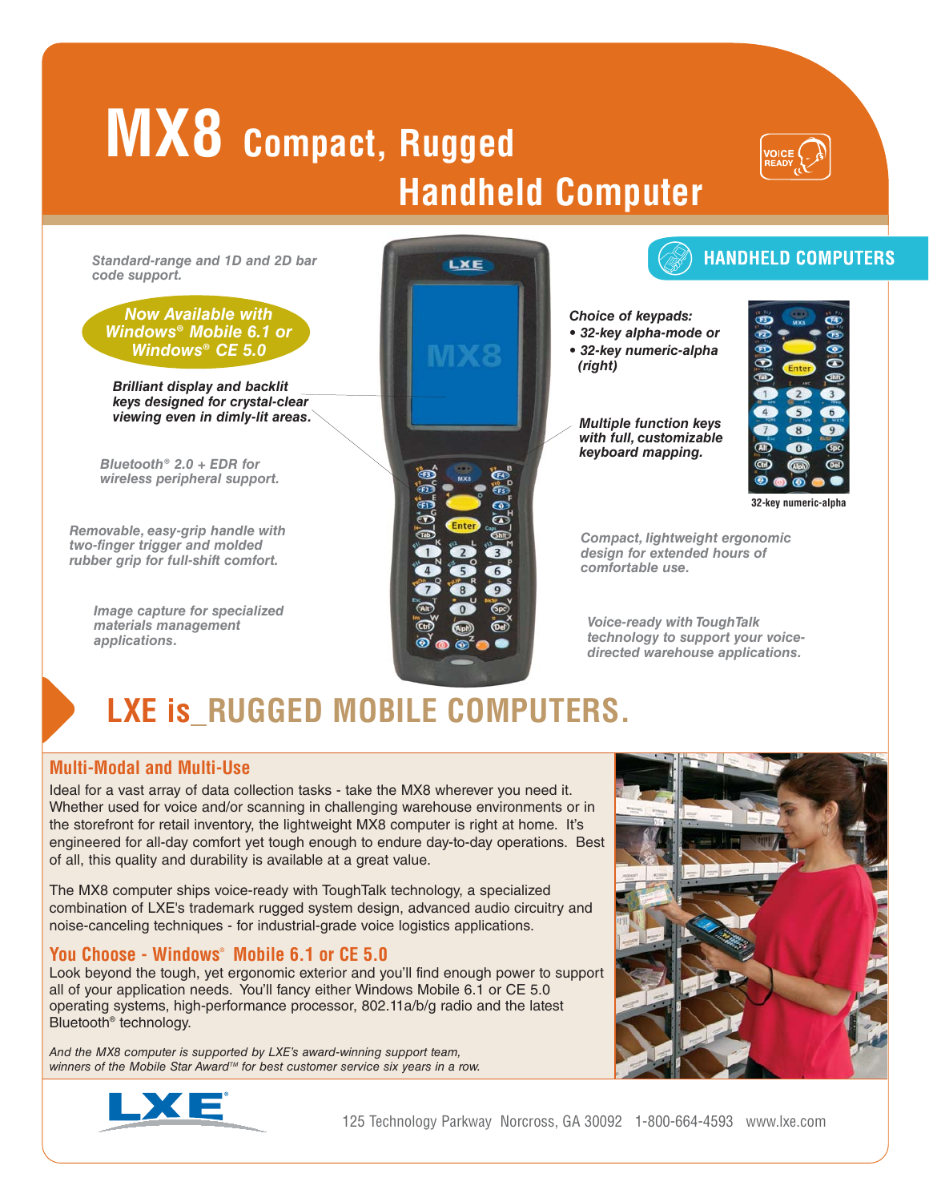# MX8 Compact, Rugged Handheld Computer

VOICE READY

## HANDHELD COMPUTERS

*Standard-range and 1D and 2D bar code support.*

***Now Available with Windows® Mobile 6.1 or Windows® CE 5.0***

***Brilliant display and backlit keys designed for crystal-clear viewing even in dimly-lit areas.***

*Bluetooth® 2.0 + EDR for wireless peripheral support.*

*Removable, easy-grip handle with two-finger trigger and molded rubber grip for full-shift comfort.*

*Image capture for specialized materials management applications.*

***Choice of keypads:***
- ***32-key alpha-mode or***
- ***32-key numeric-alpha (right)***

***Multiple function keys with full, customizable keyboard mapping.***

32-key numeric-alpha

*Compact, lightweight ergonomic design for extended hours of comfortable use.*

*Voice-ready with ToughTalk technology to support your voice-directed warehouse applications.*

## LXE is_RUGGED MOBILE COMPUTERS.

### Multi-Modal and Multi-Use

Ideal for a vast array of data collection tasks - take the MX8 wherever you need it. Whether used for voice and/or scanning in challenging warehouse environments or in the storefront for retail inventory, the lightweight MX8 computer is right at home. It's engineered for all-day comfort yet tough enough to endure day-to-day operations. Best of all, this quality and durability is available at a great value.

The MX8 computer ships voice-ready with ToughTalk technology, a specialized combination of LXE's trademark rugged system design, advanced audio circuitry and noise-canceling techniques - for industrial-grade voice logistics applications.

### You Choose - Windows® Mobile 6.1 or CE 5.0

Look beyond the tough, yet ergonomic exterior and you'll find enough power to support all of your application needs. You'll fancy either Windows Mobile 6.1 or CE 5.0 operating systems, high-performance processor, 802.11a/b/g radio and the latest Bluetooth® technology.

*And the MX8 computer is supported by LXE's award-winning support team, winners of the Mobile Star Award™ for best customer service six years in a row.*

LXE®

125 Technology Parkway Norcross, GA 30092 1-800-664-4593 www.lxe.com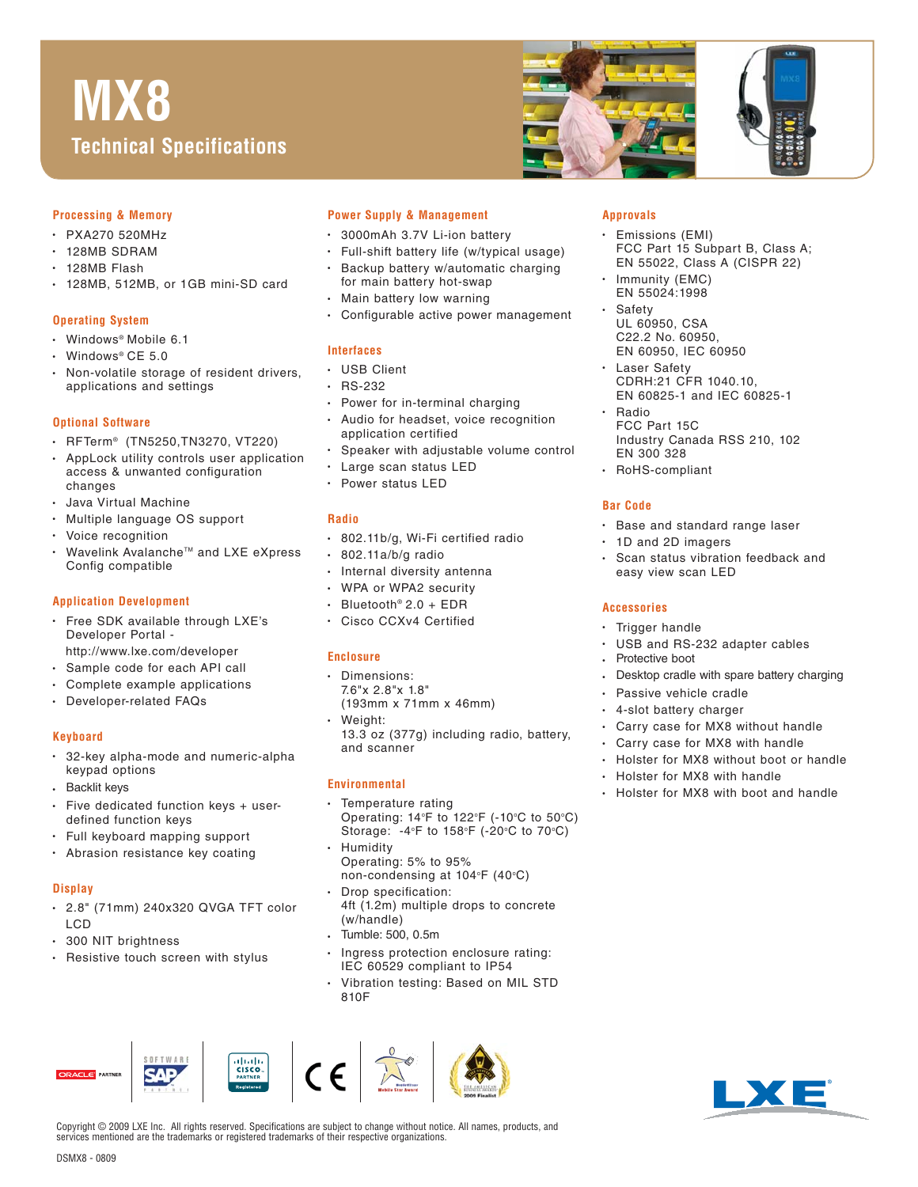# MX8

## Technical Specifications

### Processing & Memory

- PXA270 520MHz
- 128MB SDRAM
- 128MB Flash
- 128MB, 512MB, or 1GB mini-SD card

### Operating System

- Windows® Mobile 6.1
- Windows® CE 5.0
- Non-volatile storage of resident drivers, applications and settings

### Optional Software

- RFTerm® (TN5250,TN3270, VT220)
- AppLock utility controls user application access & unwanted configuration changes
- Java Virtual Machine
- Multiple language OS support
- Voice recognition
- Wavelink Avalanche™ and LXE eXpress Config compatible

### Application Development

- Free SDK available through LXE's Developer Portal - http://www.lxe.com/developer
- Sample code for each API call
- Complete example applications
- Developer-related FAQs

### Keyboard

- 32-key alpha-mode and numeric-alpha keypad options
- Backlit keys
- Five dedicated function keys + user-defined function keys
- Full keyboard mapping support
- Abrasion resistance key coating

### Display

- 2.8" (71mm) 240x320 QVGA TFT color LCD
- 300 NIT brightness
- Resistive touch screen with stylus

### Power Supply & Management

- 3000mAh 3.7V Li-ion battery
- Full-shift battery life (w/typical usage)
- Backup battery w/automatic charging for main battery hot-swap
- Main battery low warning
- Configurable active power management

### Interfaces

- USB Client
- RS-232
- Power for in-terminal charging
- Audio for headset, voice recognition application certified
- Speaker with adjustable volume control
- Large scan status LED
- Power status LED

### Radio

- 802.11b/g, Wi-Fi certified radio
- 802.11a/b/g radio
- Internal diversity antenna
- WPA or WPA2 security
- Bluetooth® 2.0 + EDR
- Cisco CCXv4 Certified

### Enclosure

- Dimensions:
  7.6"x 2.8"x 1.8"
  (193mm x 71mm x 46mm)
- Weight:
  13.3 oz (377g) including radio, battery, and scanner

### Environmental

- Temperature rating
  Operating: 14°F to 122°F (-10°C to 50°C)
  Storage: -4°F to 158°F (-20°C to 70°C)
- Humidity
  Operating: 5% to 95%
  non-condensing at 104°F (40°C)
- Drop specification:
  4ft (1.2m) multiple drops to concrete (w/handle)
- Tumble: 500, 0.5m
- Ingress protection enclosure rating:
  IEC 60529 compliant to IP54
- Vibration testing: Based on MIL STD 810F

### Approvals

- Emissions (EMI)
  FCC Part 15 Subpart B, Class A;
  EN 55022, Class A (CISPR 22)
- Immunity (EMC)
  EN 55024:1998
- Safety
  UL 60950, CSA
  C22.2 No. 60950,
  EN 60950, IEC 60950
- Laser Safety
  CDRH:21 CFR 1040.10,
  EN 60825-1 and IEC 60825-1
- Radio
  FCC Part 15C
  Industry Canada RSS 210, 102
  EN 300 328
- RoHS-compliant

### Bar Code

- Base and standard range laser
- 1D and 2D imagers
- Scan status vibration feedback and easy view scan LED

### Accessories

- Trigger handle
- USB and RS-232 adapter cables
- Protective boot
- Desktop cradle with spare battery charging
- Passive vehicle cradle
- 4-slot battery charger
- Carry case for MX8 without handle
- Carry case for MX8 with handle
- Holster for MX8 without boot or handle
- Holster for MX8 with handle
- Holster for MX8 with boot and handle

Copyright © 2009 LXE Inc. All rights reserved. Specifications are subject to change without notice. All names, products, and services mentioned are the trademarks or registered trademarks of their respective organizations.

DSMX8 - 0809